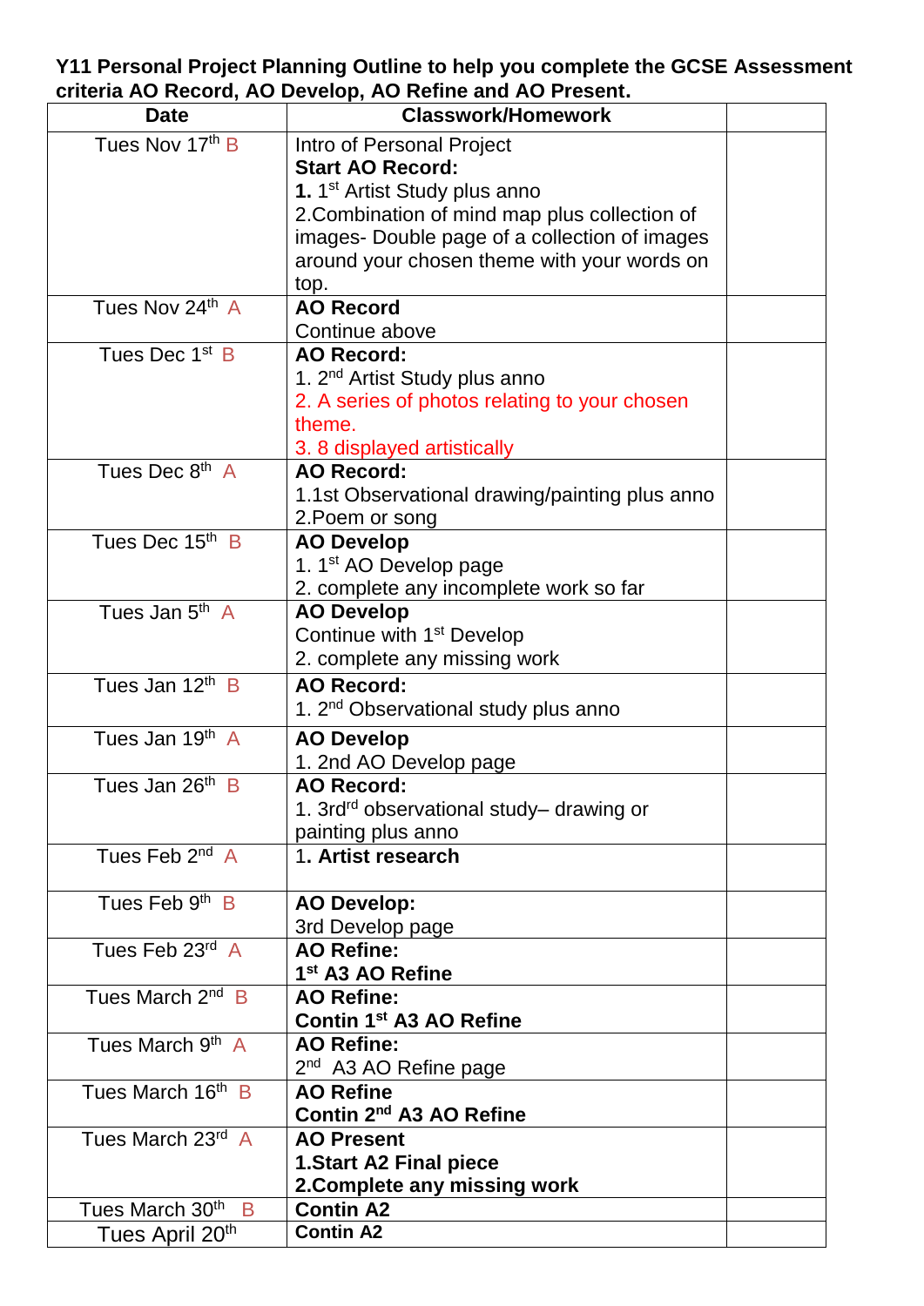**Y11 Personal Project Planning Outline to help you complete the GCSE Assessment criteria AO Record, AO Develop, AO Refine and AO Present.**

| Date | Classwork/Homework | |
|---|---|---|
| Tues Nov 17th B | Intro of Personal Project<br>**Start AO Record:**<br>**1.** 1st Artist Study plus anno<br>2.Combination of mind map plus collection of images- Double page of a collection of images around your chosen theme with your words on top. | |
| Tues Nov 24th A | **AO Record**<br>Continue above | |
| Tues Dec 1st B | **AO Record:**<br>1. 2nd Artist Study plus anno<br>2. A series of photos relating to your chosen theme.<br>3. 8 displayed artistically | |
| Tues Dec 8th A | **AO Record:**<br>1.1st Observational drawing/painting plus anno<br>2.Poem or song | |
| Tues Dec 15th B | **AO Develop**<br>1. 1st AO Develop page<br>2. complete any incomplete work so far | |
| Tues Jan 5th A | **AO Develop**<br>Continue with 1st Develop<br>2. complete any missing work | |
| Tues Jan 12th B | **AO Record:**<br>1. 2nd Observational study plus anno | |
| Tues Jan 19th A | **AO Develop**<br>1. 2nd AO Develop page | |
| Tues Jan 26th B | **AO Record:**<br>1. 3rdrd observational study– drawing or painting plus anno | |
| Tues Feb 2nd A | 1**. Artist research** | |
| Tues Feb 9th B | **AO Develop:**<br>3rd Develop page | |
| Tues Feb 23rd A | **AO Refine:**<br>**1st A3 AO Refine** | |
| Tues March 2nd B | **AO Refine:**<br>**Contin 1st A3 AO Refine** | |
| Tues March 9th A | **AO Refine:**<br>2nd A3 AO Refine page | |
| Tues March 16th B | **AO Refine**<br>**Contin 2nd A3 AO Refine** | |
| Tues March 23rd A | **AO Present**<br>**1.Start A2 Final piece**<br>**2.Complete any missing work** | |
| Tues March 30th B | **Contin A2** | |
| Tues April 20th | **Contin A2** | |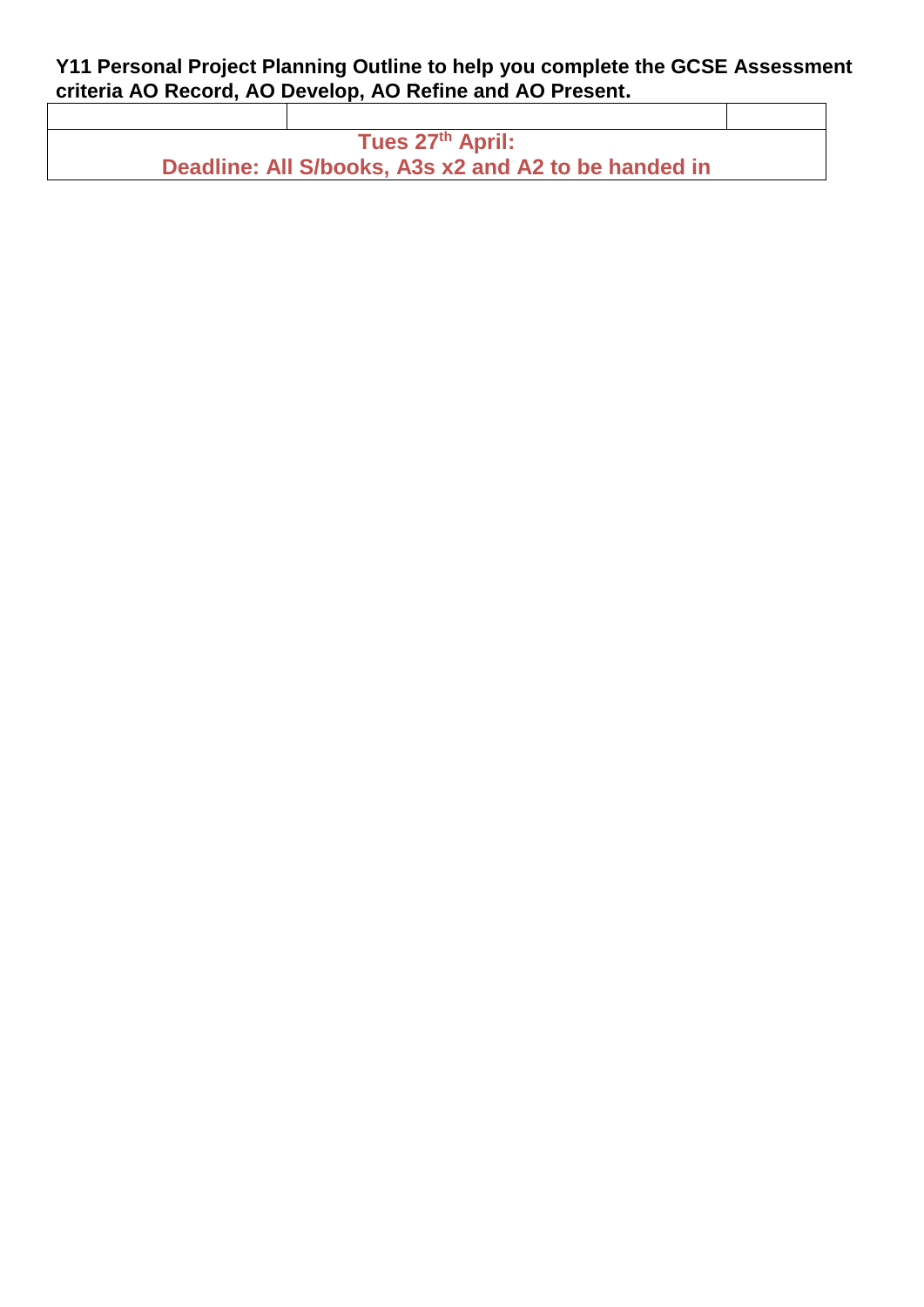**Y11 Personal Project Planning Outline to help you complete the GCSE Assessment criteria AO Record, AO Develop, AO Refine and AO Present.**

| | | |
|---|---|---|
| | | |
| **Tues 27th April:**<br>**Deadline: All S/books, A3s x2 and A2 to be handed in** | | |